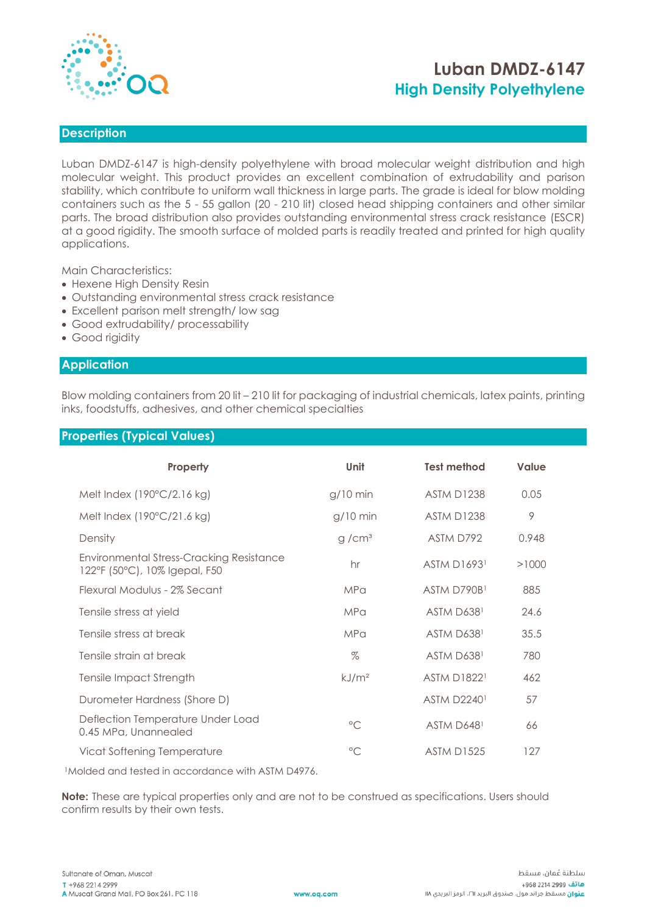# Luban DMDZ-6147

## High Density Polyethylene

## Description

Luban DMDZ-6147 is high-density polyethylene with broad molecular weight distribution and high molecular weight. This product provides an excellent combination of extrudability and parison stability, which contribute to uniform wall thickness in large parts. The grade is ideal for blow molding containers such as the 5 - 55 gallon (20 - 210 lit) closed head shipping containers and other similar parts. The broad distribution also provides outstanding environmental stress crack resistance (ESCR) at a good rigidity. The smooth surface of molded parts is readily treated and printed for high quality applications.

Main Characteristics:

- Hexene High Density Resin
- Outstanding environmental stress crack resistance
- Excellent parison melt strength/ low sag
- Good extrudability/ processability
- Good rigidity

## Application

Blow molding containers from 20 lit – 210 lit for packaging of industrial chemicals, latex paints, printing inks, foodstuffs, adhesives, and other chemical specialties

## Properties (Typical Values)

| Property | Unit | Test method | Value |
|---|---|---|---|
| Melt Index (190°C/2.16 kg) | g/10 min | ASTM D1238 | 0.05 |
| Melt Index (190°C/21.6 kg) | g/10 min | ASTM D1238 | 9 |
| Density | g /cm³ | ASTM D792 | 0.948 |
| Environmental Stress-Cracking Resistance 122°F (50°C), 10% Igepal, F50 | hr | ASTM D1693[1] | >1000 |
| Flexural Modulus - 2% Secant | MPa | ASTM D790B[1] | 885 |
| Tensile stress at yield | MPa | ASTM D638[1] | 24.6 |
| Tensile stress at break | MPa | ASTM D638[1] | 35.5 |
| Tensile strain at break | % | ASTM D638[1] | 780 |
| Tensile Impact Strength | kJ/m² | ASTM D1822[1] | 462 |
| Durometer Hardness (Shore D) | | ASTM D2240[1] | 57 |
| Deflection Temperature Under Load 0.45 MPa, Unannealed | °C | ASTM D648[1] | 66 |
| Vicat Softening Temperature | °C | ASTM D1525 | 127 |

[1]Molded and tested in accordance with ASTM D4976.

**Note:** These are typical properties only and are not to be construed as specifications. Users should confirm results by their own tests.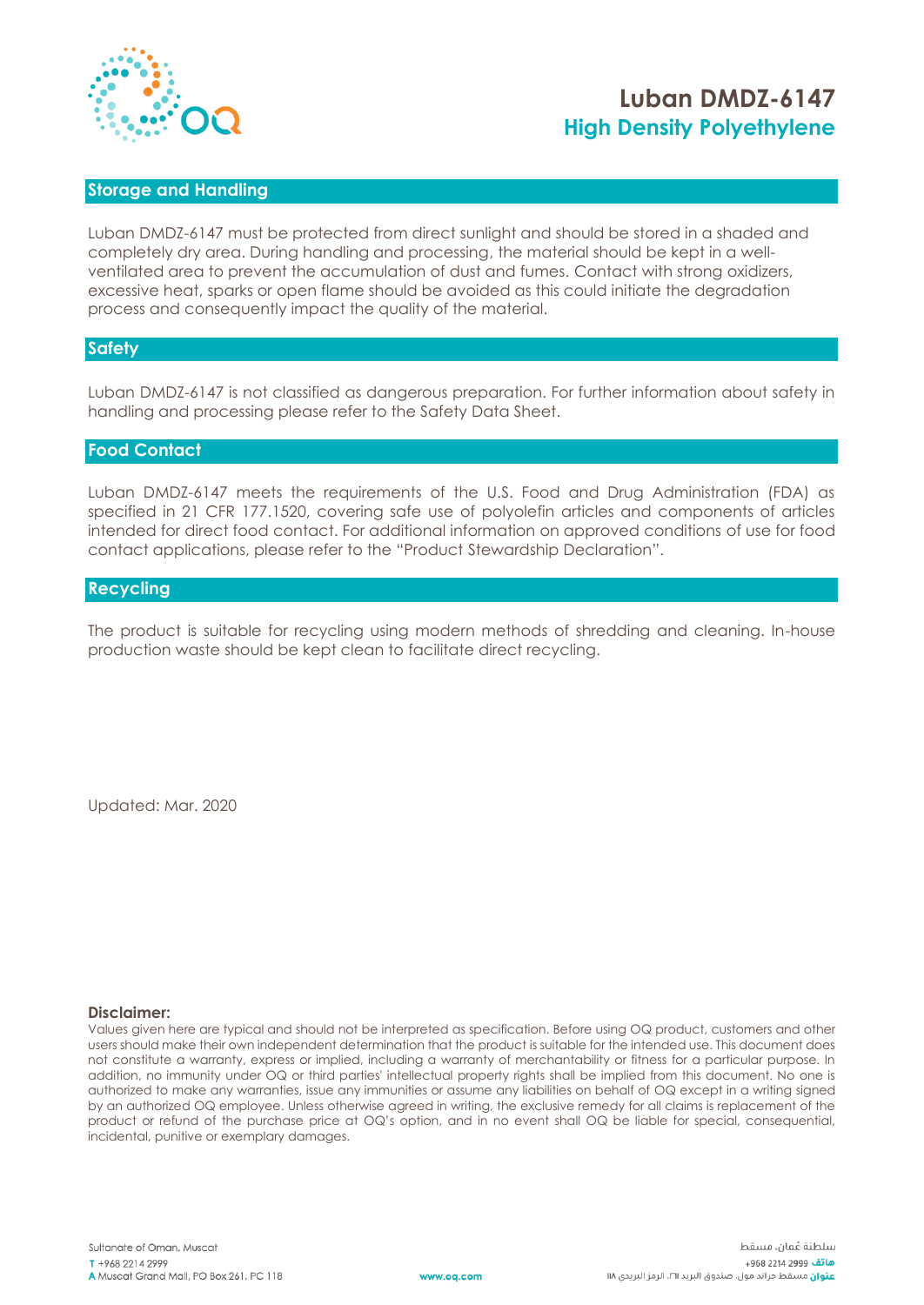# Luban DMDZ-6147

## High Density Polyethylene

## Storage and Handling

Luban DMDZ-6147 must be protected from direct sunlight and should be stored in a shaded and completely dry area. During handling and processing, the material should be kept in a well-ventilated area to prevent the accumulation of dust and fumes. Contact with strong oxidizers, excessive heat, sparks or open flame should be avoided as this could initiate the degradation process and consequently impact the quality of the material.

## Safety

Luban DMDZ-6147 is not classified as dangerous preparation. For further information about safety in handling and processing please refer to the Safety Data Sheet.

## Food Contact

Luban DMDZ-6147 meets the requirements of the U.S. Food and Drug Administration (FDA) as specified in 21 CFR 177.1520, covering safe use of polyolefin articles and components of articles intended for direct food contact. For additional information on approved conditions of use for food contact applications, please refer to the "Product Stewardship Declaration".

## Recycling

The product is suitable for recycling using modern methods of shredding and cleaning. In-house production waste should be kept clean to facilitate direct recycling.

Updated: Mar. 2020

**Disclaimer:**

Values given here are typical and should not be interpreted as specification. Before using OQ product, customers and other users should make their own independent determination that the product is suitable for the intended use. This document does not constitute a warranty, express or implied, including a warranty of merchantability or fitness for a particular purpose. In addition, no immunity under OQ or third parties' intellectual property rights shall be implied from this document. No one is authorized to make any warranties, issue any immunities or assume any liabilities on behalf of OQ except in a writing signed by an authorized OQ employee. Unless otherwise agreed in writing, the exclusive remedy for all claims is replacement of the product or refund of the purchase price at OQ's option, and in no event shall OQ be liable for special, consequential, incidental, punitive or exemplary damages.